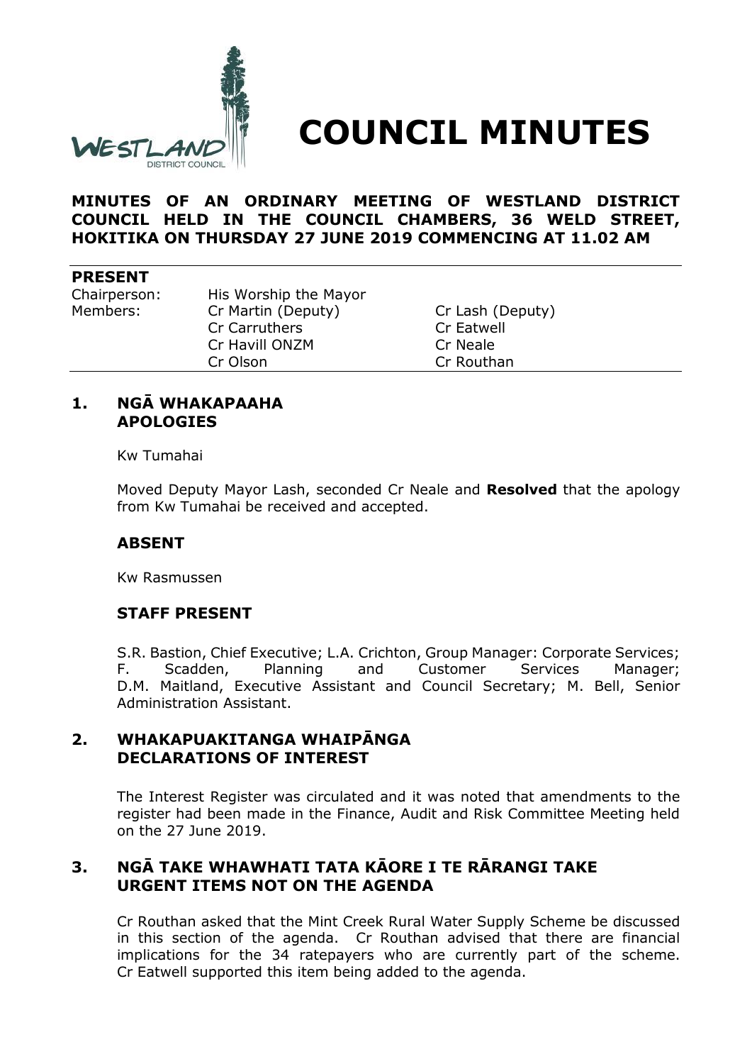# COUNCIL MINUTES

**MINUTES OF AN ORDINARY MEETING OF WESTLAND DISTRICT COUNCIL HELD IN THE COUNCIL CHAMBERS, 36 WELD STREET, HOKITIKA ON THURSDAY 27 JUNE 2019 COMMENCING AT 11.02 AM**

## PRESENT

| | | |
|---|---|---|
| Chairperson: | His Worship the Mayor | |
| Members: | Cr Martin (Deputy) | Cr Lash (Deputy) |
| | Cr Carruthers | Cr Eatwell |
| | Cr Havill ONZM | Cr Neale |
| | Cr Olson | Cr Routhan |

## 1. NGĀ WHAKAPAAHA APOLOGIES

Kw Tumahai

Moved Deputy Mayor Lash, seconded Cr Neale and **Resolved** that the apology from Kw Tumahai be received and accepted.

### ABSENT

Kw Rasmussen

### STAFF PRESENT

S.R. Bastion, Chief Executive; L.A. Crichton, Group Manager: Corporate Services; F. Scadden, Planning and Customer Services Manager; D.M. Maitland, Executive Assistant and Council Secretary; M. Bell, Senior Administration Assistant.

## 2. WHAKAPUAKITANGA WHAIPĀNGA DECLARATIONS OF INTEREST

The Interest Register was circulated and it was noted that amendments to the register had been made in the Finance, Audit and Risk Committee Meeting held on the 27 June 2019.

## 3. NGĀ TAKE WHAWHATI TATA KĀORE I TE RĀRANGI TAKE URGENT ITEMS NOT ON THE AGENDA

Cr Routhan asked that the Mint Creek Rural Water Supply Scheme be discussed in this section of the agenda. Cr Routhan advised that there are financial implications for the 34 ratepayers who are currently part of the scheme. Cr Eatwell supported this item being added to the agenda.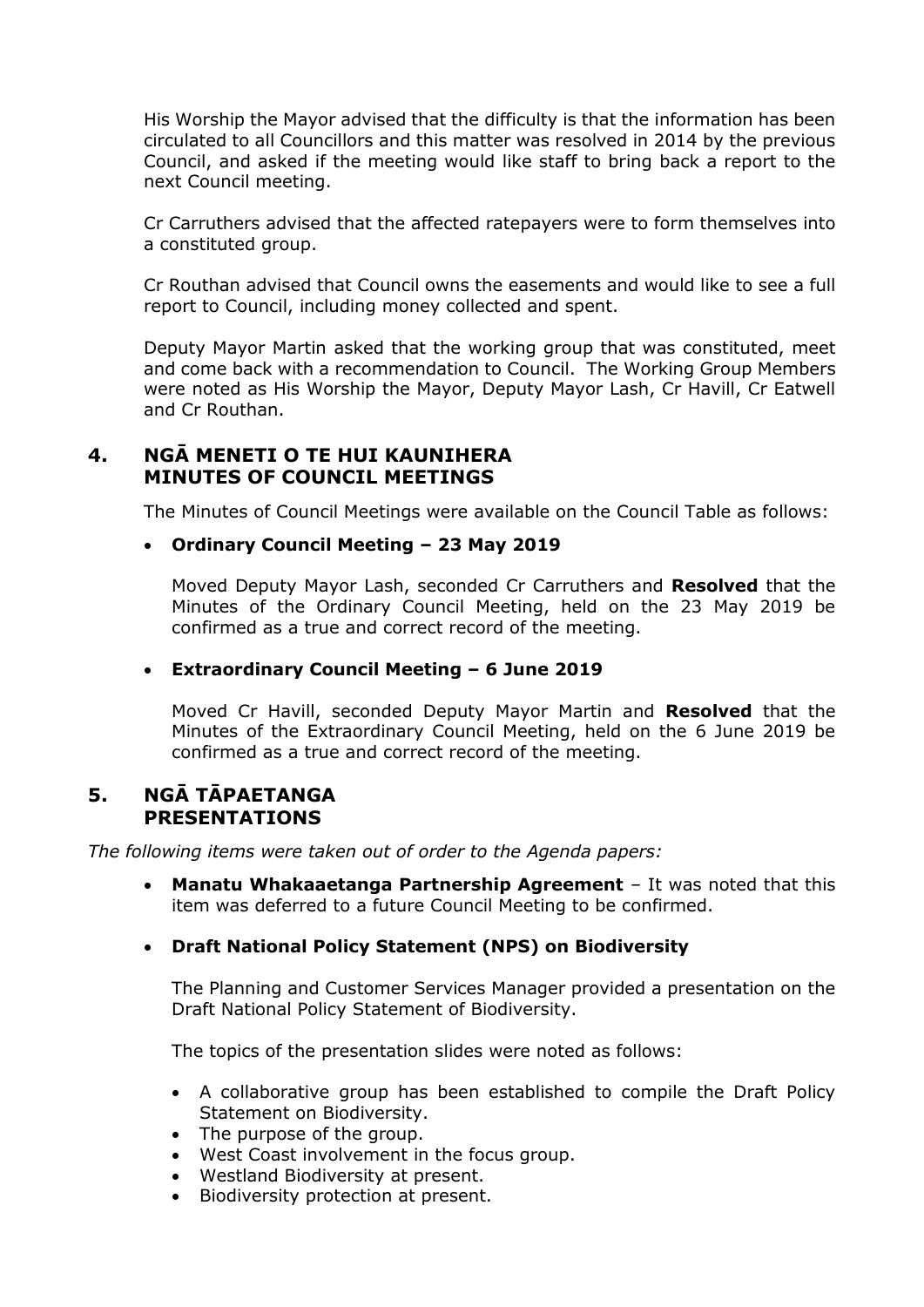His Worship the Mayor advised that the difficulty is that the information has been circulated to all Councillors and this matter was resolved in 2014 by the previous Council, and asked if the meeting would like staff to bring back a report to the next Council meeting.

Cr Carruthers advised that the affected ratepayers were to form themselves into a constituted group.

Cr Routhan advised that Council owns the easements and would like to see a full report to Council, including money collected and spent.

Deputy Mayor Martin asked that the working group that was constituted, meet and come back with a recommendation to Council. The Working Group Members were noted as His Worship the Mayor, Deputy Mayor Lash, Cr Havill, Cr Eatwell and Cr Routhan.

## 4. NGĀ MENETI O TE HUI KAUNIHERA MINUTES OF COUNCIL MEETINGS

The Minutes of Council Meetings were available on the Council Table as follows:

- **Ordinary Council Meeting – 23 May 2019**

  Moved Deputy Mayor Lash, seconded Cr Carruthers and **Resolved** that the Minutes of the Ordinary Council Meeting, held on the 23 May 2019 be confirmed as a true and correct record of the meeting.

- **Extraordinary Council Meeting – 6 June 2019**

  Moved Cr Havill, seconded Deputy Mayor Martin and **Resolved** that the Minutes of the Extraordinary Council Meeting, held on the 6 June 2019 be confirmed as a true and correct record of the meeting.

## 5. NGĀ TĀPAETANGA PRESENTATIONS

*The following items were taken out of order to the Agenda papers:*

- **Manatu Whakaaetanga Partnership Agreement** – It was noted that this item was deferred to a future Council Meeting to be confirmed.

- **Draft National Policy Statement (NPS) on Biodiversity**

  The Planning and Customer Services Manager provided a presentation on the Draft National Policy Statement of Biodiversity.

  The topics of the presentation slides were noted as follows:

  - A collaborative group has been established to compile the Draft Policy Statement on Biodiversity.
  - The purpose of the group.
  - West Coast involvement in the focus group.
  - Westland Biodiversity at present.
  - Biodiversity protection at present.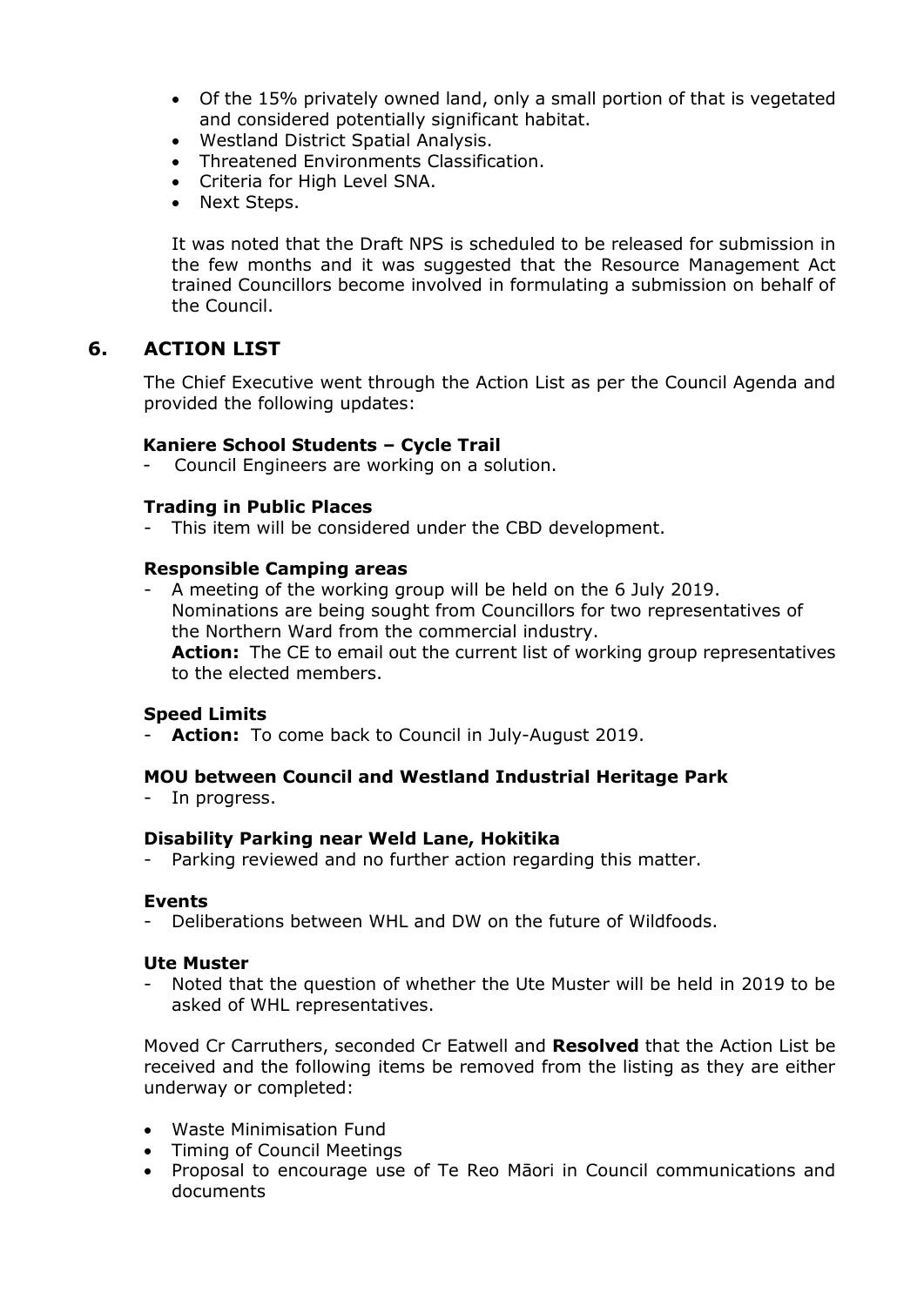- Of the 15% privately owned land, only a small portion of that is vegetated and considered potentially significant habitat.
- Westland District Spatial Analysis.
- Threatened Environments Classification.
- Criteria for High Level SNA.
- Next Steps.

It was noted that the Draft NPS is scheduled to be released for submission in the few months and it was suggested that the Resource Management Act trained Councillors become involved in formulating a submission on behalf of the Council.

## 6. ACTION LIST

The Chief Executive went through the Action List as per the Council Agenda and provided the following updates:

**Kaniere School Students – Cycle Trail**

- Council Engineers are working on a solution.

**Trading in Public Places**

- This item will be considered under the CBD development.

**Responsible Camping areas**

- A meeting of the working group will be held on the 6 July 2019. Nominations are being sought from Councillors for two representatives of the Northern Ward from the commercial industry.
  **Action:** The CE to email out the current list of working group representatives to the elected members.

**Speed Limits**

- **Action:** To come back to Council in July-August 2019.

**MOU between Council and Westland Industrial Heritage Park**

- In progress.

**Disability Parking near Weld Lane, Hokitika**

- Parking reviewed and no further action regarding this matter.

**Events**

- Deliberations between WHL and DW on the future of Wildfoods.

**Ute Muster**

- Noted that the question of whether the Ute Muster will be held in 2019 to be asked of WHL representatives.

Moved Cr Carruthers, seconded Cr Eatwell and **Resolved** that the Action List be received and the following items be removed from the listing as they are either underway or completed:

- Waste Minimisation Fund
- Timing of Council Meetings
- Proposal to encourage use of Te Reo Māori in Council communications and documents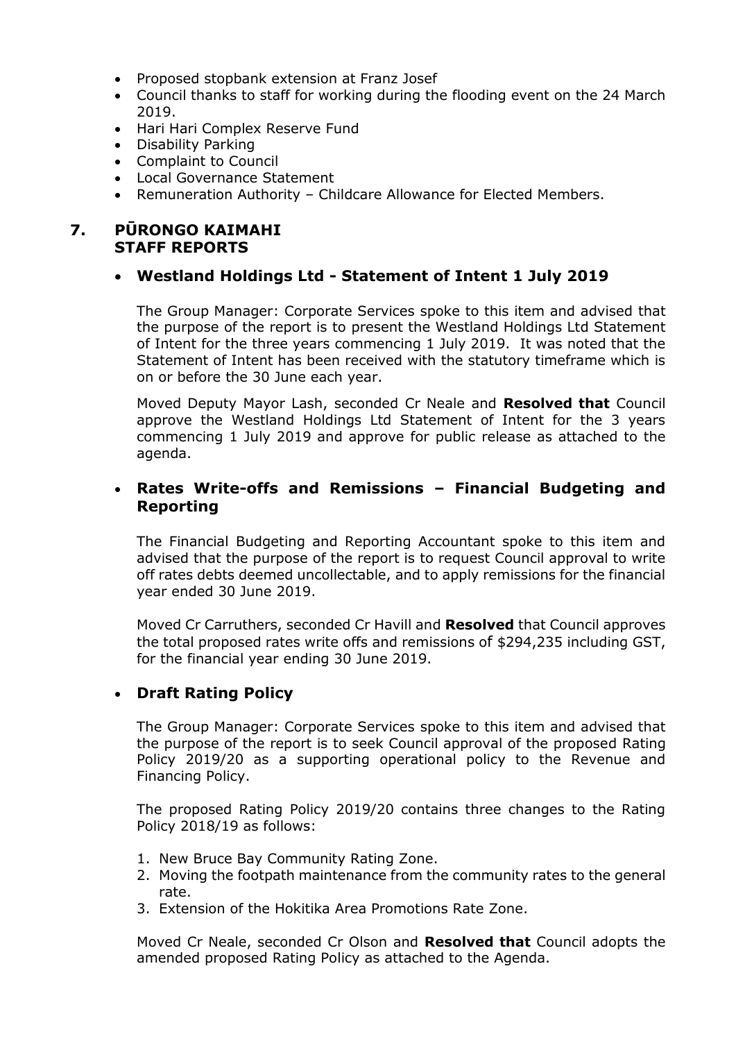- Proposed stopbank extension at Franz Josef
- Council thanks to staff for working during the flooding event on the 24 March 2019.
- Hari Hari Complex Reserve Fund
- Disability Parking
- Complaint to Council
- Local Governance Statement
- Remuneration Authority – Childcare Allowance for Elected Members.

## 7. PŪRONGO KAIMAHI STAFF REPORTS

- **Westland Holdings Ltd - Statement of Intent 1 July 2019**

The Group Manager: Corporate Services spoke to this item and advised that the purpose of the report is to present the Westland Holdings Ltd Statement of Intent for the three years commencing 1 July 2019. It was noted that the Statement of Intent has been received with the statutory timeframe which is on or before the 30 June each year.

Moved Deputy Mayor Lash, seconded Cr Neale and **Resolved that** Council approve the Westland Holdings Ltd Statement of Intent for the 3 years commencing 1 July 2019 and approve for public release as attached to the agenda.

- **Rates Write-offs and Remissions – Financial Budgeting and Reporting**

The Financial Budgeting and Reporting Accountant spoke to this item and advised that the purpose of the report is to request Council approval to write off rates debts deemed uncollectable, and to apply remissions for the financial year ended 30 June 2019.

Moved Cr Carruthers, seconded Cr Havill and **Resolved** that Council approves the total proposed rates write offs and remissions of $294,235 including GST, for the financial year ending 30 June 2019.

- **Draft Rating Policy**

The Group Manager: Corporate Services spoke to this item and advised that the purpose of the report is to seek Council approval of the proposed Rating Policy 2019/20 as a supporting operational policy to the Revenue and Financing Policy.

The proposed Rating Policy 2019/20 contains three changes to the Rating Policy 2018/19 as follows:

1. New Bruce Bay Community Rating Zone.
2. Moving the footpath maintenance from the community rates to the general rate.
3. Extension of the Hokitika Area Promotions Rate Zone.

Moved Cr Neale, seconded Cr Olson and **Resolved that** Council adopts the amended proposed Rating Policy as attached to the Agenda.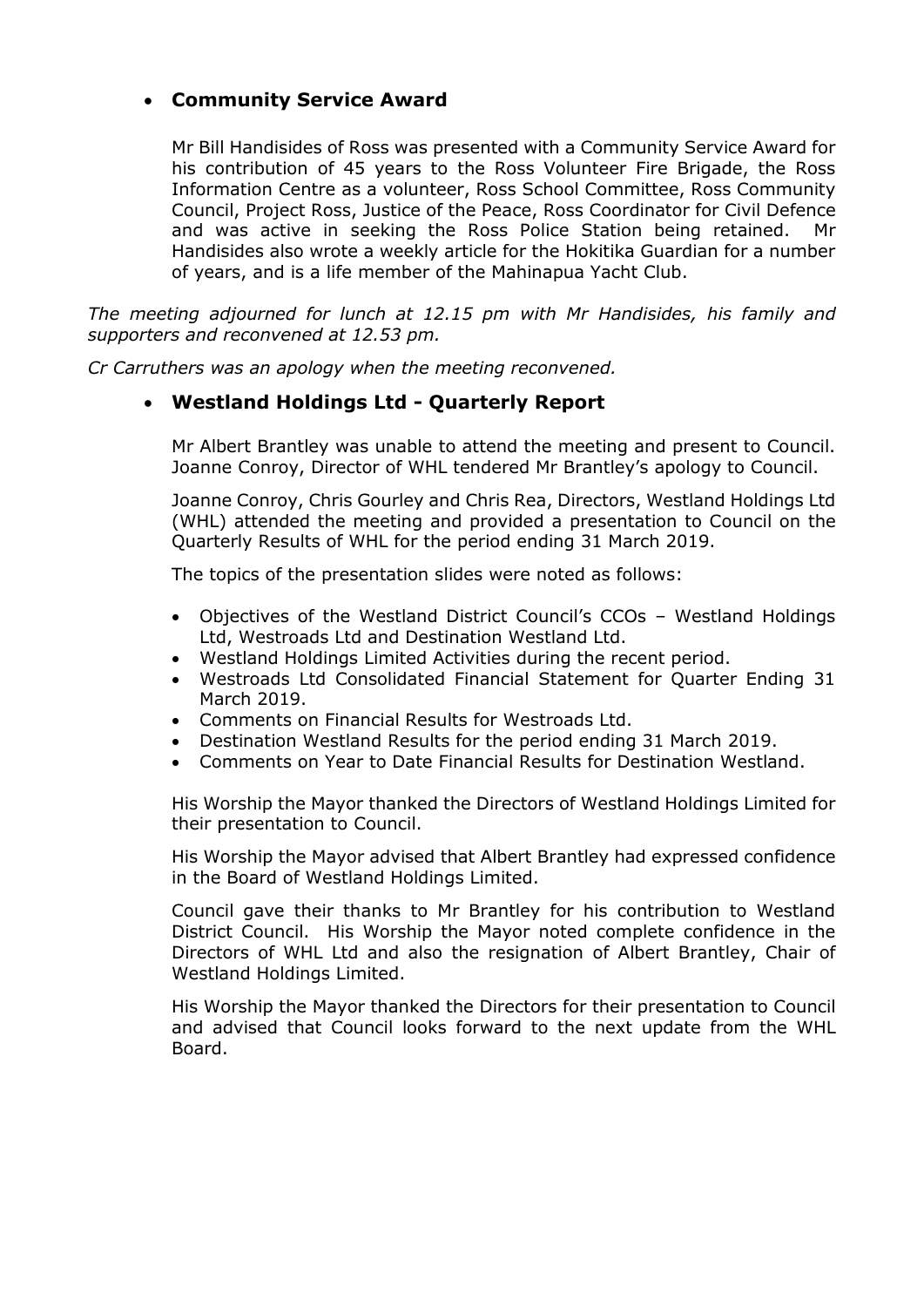- **Community Service Award**

  Mr Bill Handisides of Ross was presented with a Community Service Award for his contribution of 45 years to the Ross Volunteer Fire Brigade, the Ross Information Centre as a volunteer, Ross School Committee, Ross Community Council, Project Ross, Justice of the Peace, Ross Coordinator for Civil Defence and was active in seeking the Ross Police Station being retained. Mr Handisides also wrote a weekly article for the Hokitika Guardian for a number of years, and is a life member of the Mahinapua Yacht Club.

*The meeting adjourned for lunch at 12.15 pm with Mr Handisides, his family and supporters and reconvened at 12.53 pm.*

*Cr Carruthers was an apology when the meeting reconvened.*

- **Westland Holdings Ltd - Quarterly Report**

  Mr Albert Brantley was unable to attend the meeting and present to Council. Joanne Conroy, Director of WHL tendered Mr Brantley's apology to Council.

  Joanne Conroy, Chris Gourley and Chris Rea, Directors, Westland Holdings Ltd (WHL) attended the meeting and provided a presentation to Council on the Quarterly Results of WHL for the period ending 31 March 2019.

  The topics of the presentation slides were noted as follows:

  - Objectives of the Westland District Council's CCOs – Westland Holdings Ltd, Westroads Ltd and Destination Westland Ltd.
  - Westland Holdings Limited Activities during the recent period.
  - Westroads Ltd Consolidated Financial Statement for Quarter Ending 31 March 2019.
  - Comments on Financial Results for Westroads Ltd.
  - Destination Westland Results for the period ending 31 March 2019.
  - Comments on Year to Date Financial Results for Destination Westland.

  His Worship the Mayor thanked the Directors of Westland Holdings Limited for their presentation to Council.

  His Worship the Mayor advised that Albert Brantley had expressed confidence in the Board of Westland Holdings Limited.

  Council gave their thanks to Mr Brantley for his contribution to Westland District Council. His Worship the Mayor noted complete confidence in the Directors of WHL Ltd and also the resignation of Albert Brantley, Chair of Westland Holdings Limited.

  His Worship the Mayor thanked the Directors for their presentation to Council and advised that Council looks forward to the next update from the WHL Board.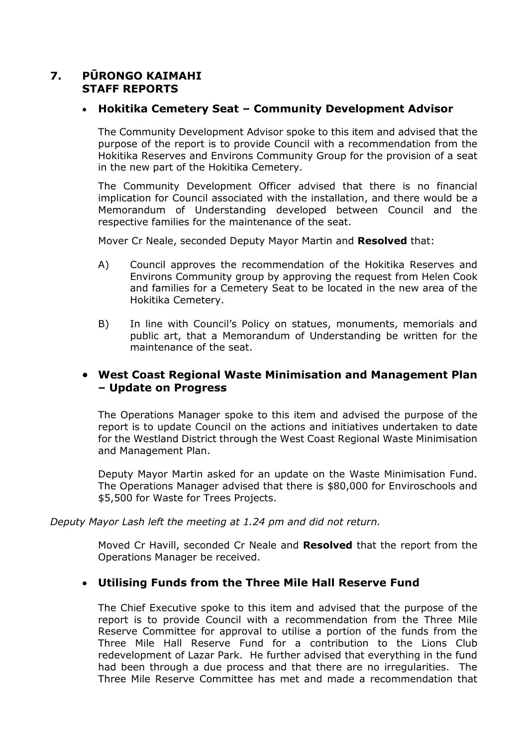## 7. PŪRONGO KAIMAHI STAFF REPORTS

- **Hokitika Cemetery Seat – Community Development Advisor**

The Community Development Advisor spoke to this item and advised that the purpose of the report is to provide Council with a recommendation from the Hokitika Reserves and Environs Community Group for the provision of a seat in the new part of the Hokitika Cemetery.

The Community Development Officer advised that there is no financial implication for Council associated with the installation, and there would be a Memorandum of Understanding developed between Council and the respective families for the maintenance of the seat.

Mover Cr Neale, seconded Deputy Mayor Martin and **Resolved** that:

A) Council approves the recommendation of the Hokitika Reserves and Environs Community group by approving the request from Helen Cook and families for a Cemetery Seat to be located in the new area of the Hokitika Cemetery.

B) In line with Council's Policy on statues, monuments, memorials and public art, that a Memorandum of Understanding be written for the maintenance of the seat.

- **West Coast Regional Waste Minimisation and Management Plan – Update on Progress**

The Operations Manager spoke to this item and advised the purpose of the report is to update Council on the actions and initiatives undertaken to date for the Westland District through the West Coast Regional Waste Minimisation and Management Plan.

Deputy Mayor Martin asked for an update on the Waste Minimisation Fund. The Operations Manager advised that there is $80,000 for Enviroschools and $5,500 for Waste for Trees Projects.

*Deputy Mayor Lash left the meeting at 1.24 pm and did not return.*

Moved Cr Havill, seconded Cr Neale and **Resolved** that the report from the Operations Manager be received.

- **Utilising Funds from the Three Mile Hall Reserve Fund**

The Chief Executive spoke to this item and advised that the purpose of the report is to provide Council with a recommendation from the Three Mile Reserve Committee for approval to utilise a portion of the funds from the Three Mile Hall Reserve Fund for a contribution to the Lions Club redevelopment of Lazar Park. He further advised that everything in the fund had been through a due process and that there are no irregularities. The Three Mile Reserve Committee has met and made a recommendation that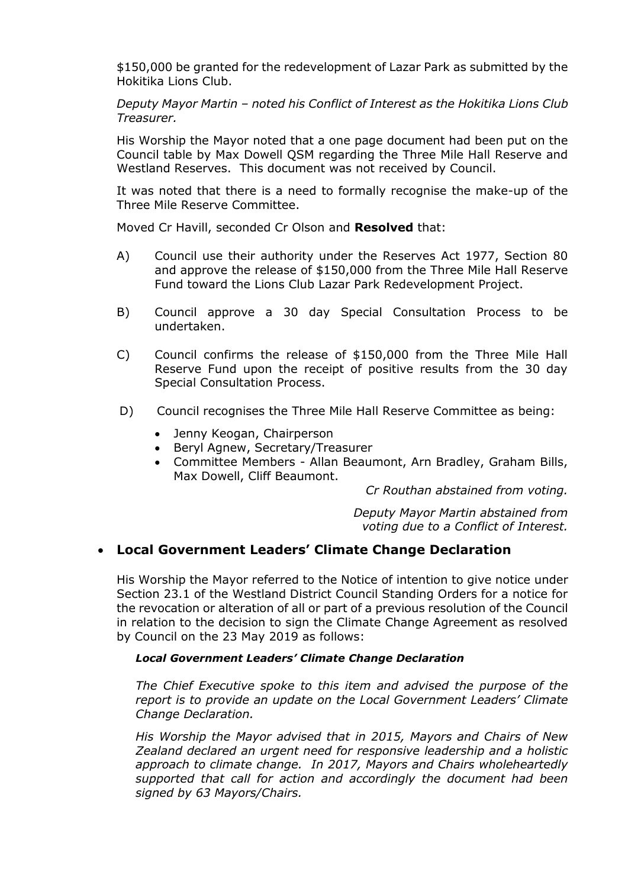$150,000 be granted for the redevelopment of Lazar Park as submitted by the Hokitika Lions Club.

*Deputy Mayor Martin – noted his Conflict of Interest as the Hokitika Lions Club Treasurer.*

His Worship the Mayor noted that a one page document had been put on the Council table by Max Dowell QSM regarding the Three Mile Hall Reserve and Westland Reserves. This document was not received by Council.

It was noted that there is a need to formally recognise the make-up of the Three Mile Reserve Committee.

Moved Cr Havill, seconded Cr Olson and **Resolved** that:

A) Council use their authority under the Reserves Act 1977, Section 80 and approve the release of $150,000 from the Three Mile Hall Reserve Fund toward the Lions Club Lazar Park Redevelopment Project.

B) Council approve a 30 day Special Consultation Process to be undertaken.

C) Council confirms the release of $150,000 from the Three Mile Hall Reserve Fund upon the receipt of positive results from the 30 day Special Consultation Process.

D) Council recognises the Three Mile Hall Reserve Committee as being:

- Jenny Keogan, Chairperson
- Beryl Agnew, Secretary/Treasurer
- Committee Members - Allan Beaumont, Arn Bradley, Graham Bills, Max Dowell, Cliff Beaumont.

*Cr Routhan abstained from voting.*

*Deputy Mayor Martin abstained from voting due to a Conflict of Interest.*

- **Local Government Leaders' Climate Change Declaration**

His Worship the Mayor referred to the Notice of intention to give notice under Section 23.1 of the Westland District Council Standing Orders for a notice for the revocation or alteration of all or part of a previous resolution of the Council in relation to the decision to sign the Climate Change Agreement as resolved by Council on the 23 May 2019 as follows:

***Local Government Leaders' Climate Change Declaration***

*The Chief Executive spoke to this item and advised the purpose of the report is to provide an update on the Local Government Leaders' Climate Change Declaration.*

*His Worship the Mayor advised that in 2015, Mayors and Chairs of New Zealand declared an urgent need for responsive leadership and a holistic approach to climate change. In 2017, Mayors and Chairs wholeheartedly supported that call for action and accordingly the document had been signed by 63 Mayors/Chairs.*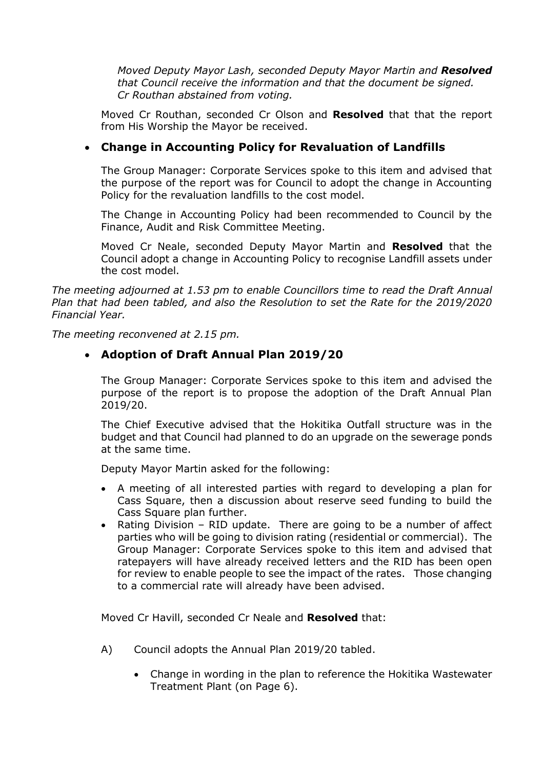*Moved Deputy Mayor Lash, seconded Deputy Mayor Martin and **Resolved** that Council receive the information and that the document be signed. Cr Routhan abstained from voting.*

Moved Cr Routhan, seconded Cr Olson and **Resolved** that that the report from His Worship the Mayor be received.

- **Change in Accounting Policy for Revaluation of Landfills**

The Group Manager: Corporate Services spoke to this item and advised that the purpose of the report was for Council to adopt the change in Accounting Policy for the revaluation landfills to the cost model.

The Change in Accounting Policy had been recommended to Council by the Finance, Audit and Risk Committee Meeting.

Moved Cr Neale, seconded Deputy Mayor Martin and **Resolved** that the Council adopt a change in Accounting Policy to recognise Landfill assets under the cost model.

*The meeting adjourned at 1.53 pm to enable Councillors time to read the Draft Annual Plan that had been tabled, and also the Resolution to set the Rate for the 2019/2020 Financial Year.*

*The meeting reconvened at 2.15 pm.*

- **Adoption of Draft Annual Plan 2019/20**

The Group Manager: Corporate Services spoke to this item and advised the purpose of the report is to propose the adoption of the Draft Annual Plan 2019/20.

The Chief Executive advised that the Hokitika Outfall structure was in the budget and that Council had planned to do an upgrade on the sewerage ponds at the same time.

Deputy Mayor Martin asked for the following:

- A meeting of all interested parties with regard to developing a plan for Cass Square, then a discussion about reserve seed funding to build the Cass Square plan further.
- Rating Division – RID update. There are going to be a number of affect parties who will be going to division rating (residential or commercial). The Group Manager: Corporate Services spoke to this item and advised that ratepayers will have already received letters and the RID has been open for review to enable people to see the impact of the rates. Those changing to a commercial rate will already have been advised.

Moved Cr Havill, seconded Cr Neale and **Resolved** that:

A) Council adopts the Annual Plan 2019/20 tabled.

- Change in wording in the plan to reference the Hokitika Wastewater Treatment Plant (on Page 6).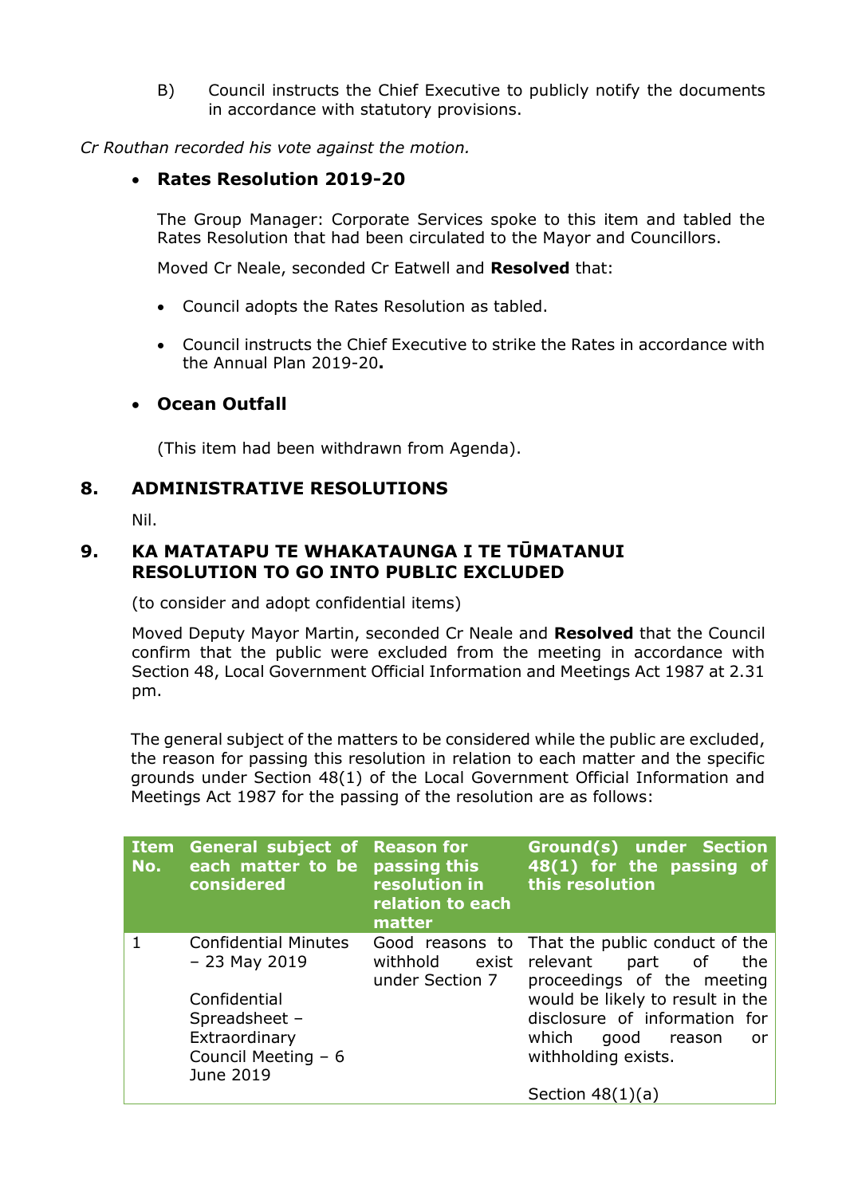B) Council instructs the Chief Executive to publicly notify the documents in accordance with statutory provisions.

*Cr Routhan recorded his vote against the motion.*

- **Rates Resolution 2019-20**

  The Group Manager: Corporate Services spoke to this item and tabled the Rates Resolution that had been circulated to the Mayor and Councillors.

  Moved Cr Neale, seconded Cr Eatwell and **Resolved** that:

  - Council adopts the Rates Resolution as tabled.
  - Council instructs the Chief Executive to strike the Rates in accordance with the Annual Plan 2019-20**.**

- **Ocean Outfall**

  (This item had been withdrawn from Agenda).

## 8. ADMINISTRATIVE RESOLUTIONS

Nil.

## 9. KA MATATAPU TE WHAKATAUNGA I TE TŪMATANUI RESOLUTION TO GO INTO PUBLIC EXCLUDED

(to consider and adopt confidential items)

Moved Deputy Mayor Martin, seconded Cr Neale and **Resolved** that the Council confirm that the public were excluded from the meeting in accordance with Section 48, Local Government Official Information and Meetings Act 1987 at 2.31 pm.

The general subject of the matters to be considered while the public are excluded, the reason for passing this resolution in relation to each matter and the specific grounds under Section 48(1) of the Local Government Official Information and Meetings Act 1987 for the passing of the resolution are as follows:

| Item No. | General subject of each matter to be considered | Reason for passing this resolution in relation to each matter | Ground(s) under Section 48(1) for the passing of this resolution |
|---|---|---|---|
| 1 | Confidential Minutes – 23 May 2019<br><br>Confidential Spreadsheet – Extraordinary Council Meeting – 6 June 2019 | Good reasons to withhold exist under Section 7 | That the public conduct of the relevant part of the proceedings of the meeting would be likely to result in the disclosure of information for which good reason or withholding exists.<br><br>Section 48(1)(a) |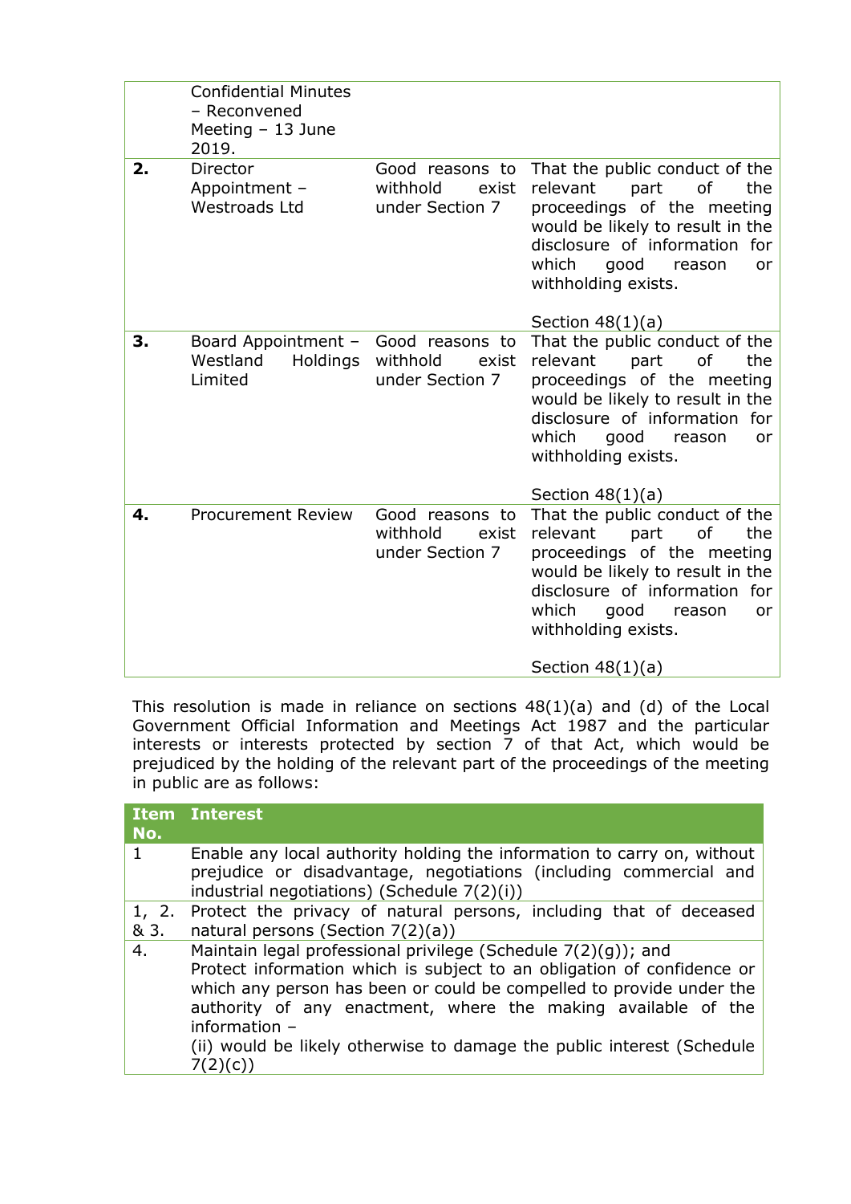| | | | |
|---|---|---|---|
| | Confidential Minutes – Reconvened Meeting – 13 June 2019. | | |
| **2.** | Director Appointment – Westroads Ltd | Good reasons to withhold exist under Section 7 | That the public conduct of the relevant part of the proceedings of the meeting would be likely to result in the disclosure of information for which good reason or withholding exists.<br><br>Section 48(1)(a) |
| **3.** | Board Appointment – Westland Holdings Limited | Good reasons to withhold exist under Section 7 | That the public conduct of the relevant part of the proceedings of the meeting would be likely to result in the disclosure of information for which good reason or withholding exists.<br><br>Section 48(1)(a) |
| **4.** | Procurement Review | Good reasons to withhold exist under Section 7 | That the public conduct of the relevant part of the proceedings of the meeting would be likely to result in the disclosure of information for which good reason or withholding exists.<br><br>Section 48(1)(a) |

This resolution is made in reliance on sections 48(1)(a) and (d) of the Local Government Official Information and Meetings Act 1987 and the particular interests or interests protected by section 7 of that Act, which would be prejudiced by the holding of the relevant part of the proceedings of the meeting in public are as follows:

| Item No. | Interest |
|---|---|
| 1 | Enable any local authority holding the information to carry on, without prejudice or disadvantage, negotiations (including commercial and industrial negotiations) (Schedule 7(2)(i)) |
| 1, 2. & 3. | Protect the privacy of natural persons, including that of deceased natural persons (Section 7(2)(a)) |
| 4. | Maintain legal professional privilege (Schedule 7(2)(g)); and<br>Protect information which is subject to an obligation of confidence or which any person has been or could be compelled to provide under the authority of any enactment, where the making available of the information –<br>(ii) would be likely otherwise to damage the public interest (Schedule 7(2)(c)) |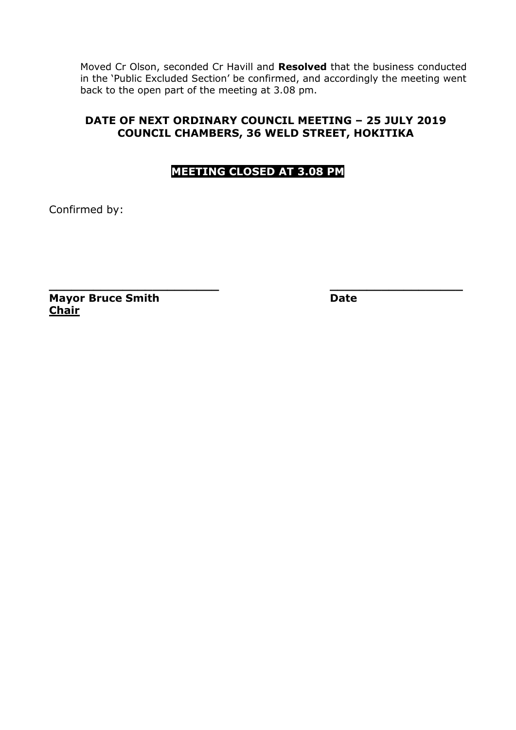Moved Cr Olson, seconded Cr Havill and **Resolved** that the business conducted in the 'Public Excluded Section' be confirmed, and accordingly the meeting went back to the open part of the meeting at 3.08 pm.

**DATE OF NEXT ORDINARY COUNCIL MEETING – 25 JULY 2019**
**COUNCIL CHAMBERS, 36 WELD STREET, HOKITIKA**

**MEETING CLOSED AT 3.08 PM**

Confirmed by:

\_\_\_\_\_\_\_\_\_\_\_\_\_\_\_\_\_\_\_\_\_\_\_\_ \_\_\_\_\_\_\_\_\_\_\_\_\_\_\_\_\_\_\_\_

**Mayor Bruce Smith** **Date**
**Chair**